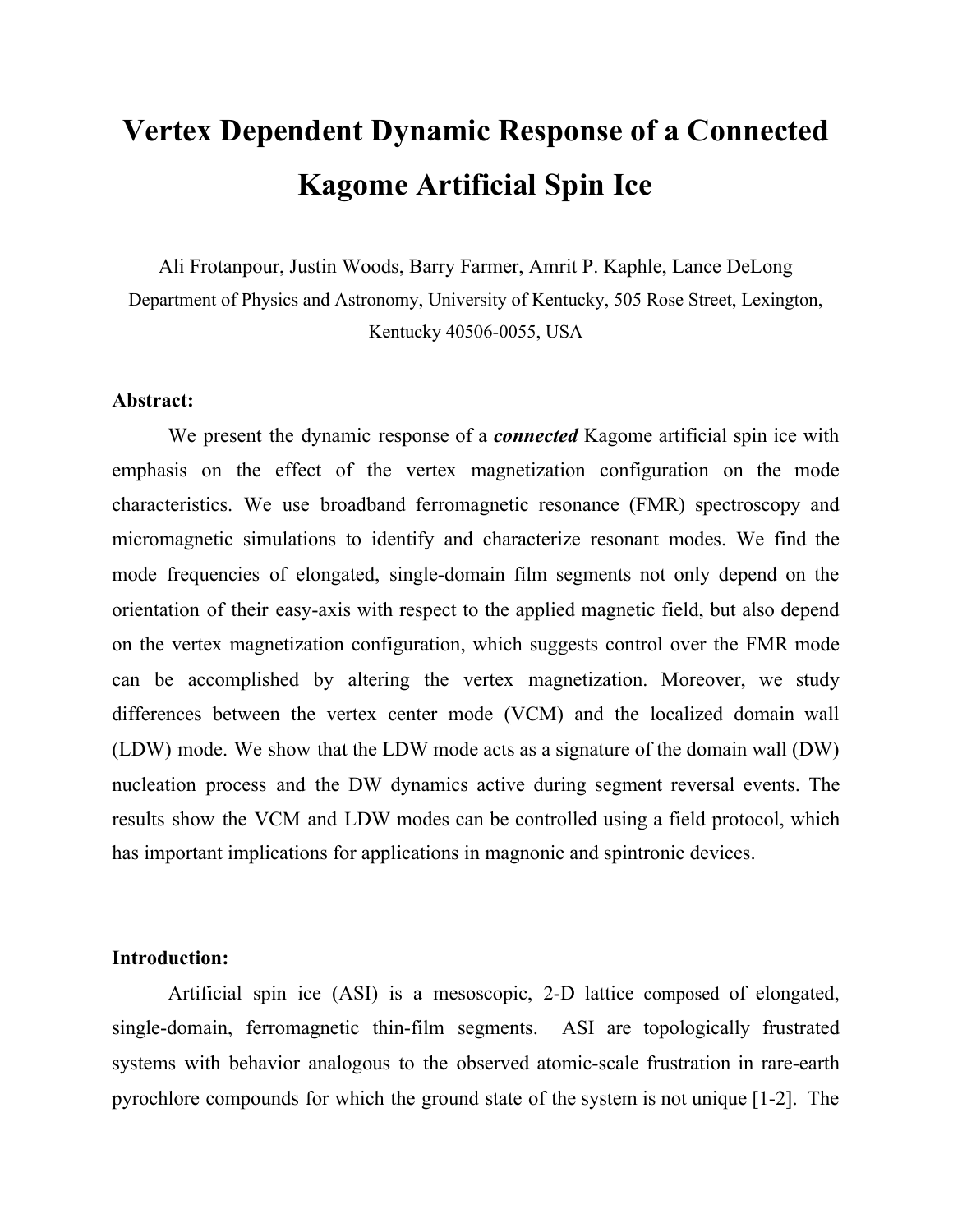# Vertex Dependent Dynamic Response of a Connected Kagome Artificial Spin Ice

Ali Frotanpour, Justin Woods, Barry Farmer, Amrit P. Kaphle, Lance DeLong

Department of Physics and Astronomy, University of Kentucky, 505 Rose Street, Lexington, Kentucky 40506-0055, USA

**Abstract:**

We present the dynamic response of a ***connected*** Kagome artificial spin ice with emphasis on the effect of the vertex magnetization configuration on the mode characteristics. We use broadband ferromagnetic resonance (FMR) spectroscopy and micromagnetic simulations to identify and characterize resonant modes. We find the mode frequencies of elongated, single-domain film segments not only depend on the orientation of their easy-axis with respect to the applied magnetic field, but also depend on the vertex magnetization configuration, which suggests control over the FMR mode can be accomplished by altering the vertex magnetization. Moreover, we study differences between the vertex center mode (VCM) and the localized domain wall (LDW) mode. We show that the LDW mode acts as a signature of the domain wall (DW) nucleation process and the DW dynamics active during segment reversal events. The results show the VCM and LDW modes can be controlled using a field protocol, which has important implications for applications in magnonic and spintronic devices.

**Introduction:**

Artificial spin ice (ASI) is a mesoscopic, 2-D lattice composed of elongated, single-domain, ferromagnetic thin-film segments. ASI are topologically frustrated systems with behavior analogous to the observed atomic-scale frustration in rare-earth pyrochlore compounds for which the ground state of the system is not unique [1-2]. The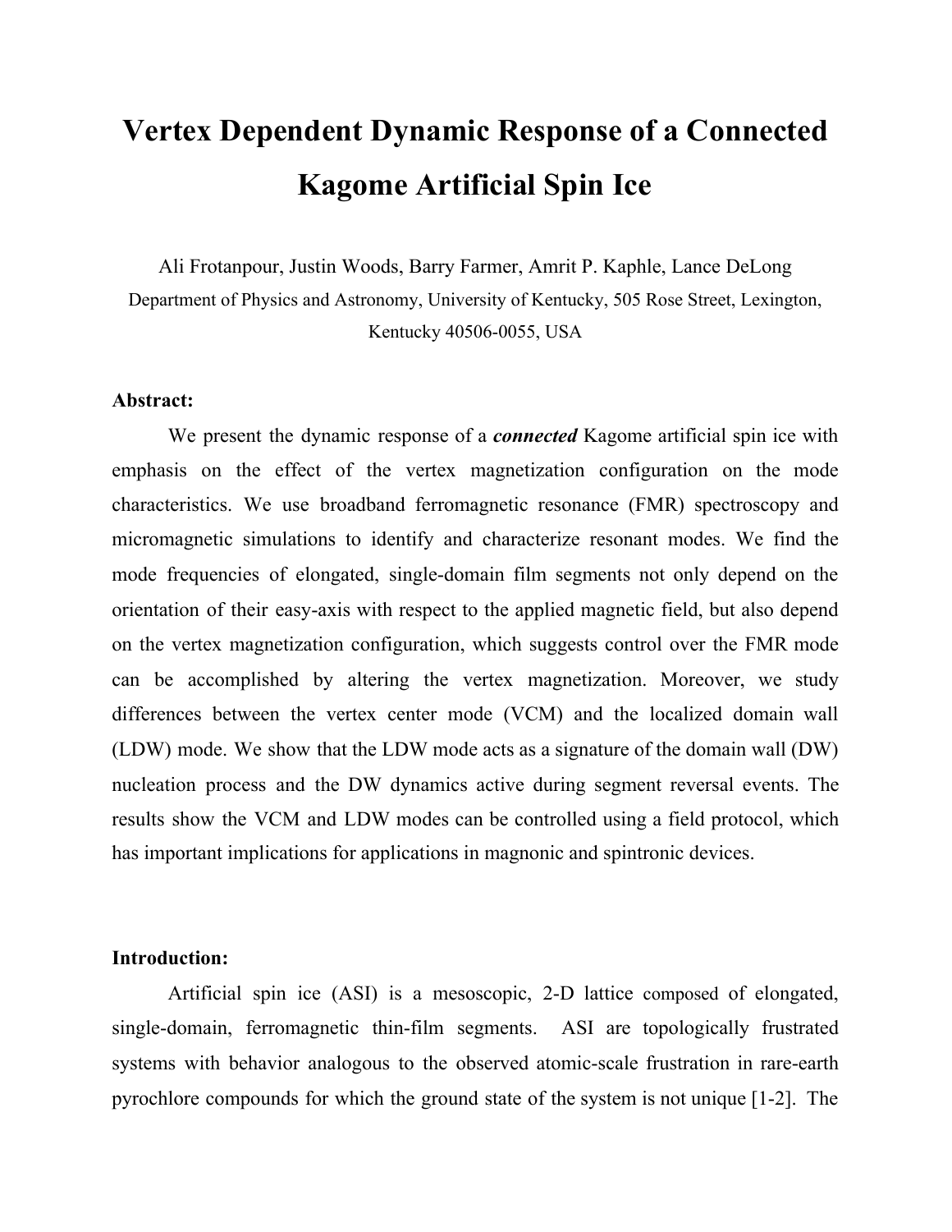// Title page is rendered below
# Vertex Dependent Dynamic Response of a Connected Kagome Artificial Spin Ice

Ali Frotanpour, Justin Woods, Barry Farmer, Amrit P. Kaphle, Lance DeLong

Department of Physics and Astronomy, University of Kentucky, 505 Rose Street, Lexington, Kentucky 40506-0055, USA

**Abstract:**

We present the dynamic response of a ***connected*** Kagome artificial spin ice with emphasis on the effect of the vertex magnetization configuration on the mode characteristics. We use broadband ferromagnetic resonance (FMR) spectroscopy and micromagnetic simulations to identify and characterize resonant modes. We find the mode frequencies of elongated, single-domain film segments not only depend on the orientation of their easy-axis with respect to the applied magnetic field, but also depend on the vertex magnetization configuration, which suggests control over the FMR mode can be accomplished by altering the vertex magnetization. Moreover, we study differences between the vertex center mode (VCM) and the localized domain wall (LDW) mode. We show that the LDW mode acts as a signature of the domain wall (DW) nucleation process and the DW dynamics active during segment reversal events. The results show the VCM and LDW modes can be controlled using a field protocol, which has important implications for applications in magnonic and spintronic devices.

**Introduction:**

Artificial spin ice (ASI) is a mesoscopic, 2-D lattice composed of elongated, single-domain, ferromagnetic thin-film segments. ASI are topologically frustrated systems with behavior analogous to the observed atomic-scale frustration in rare-earth pyrochlore compounds for which the ground state of the system is not unique [1-2]. The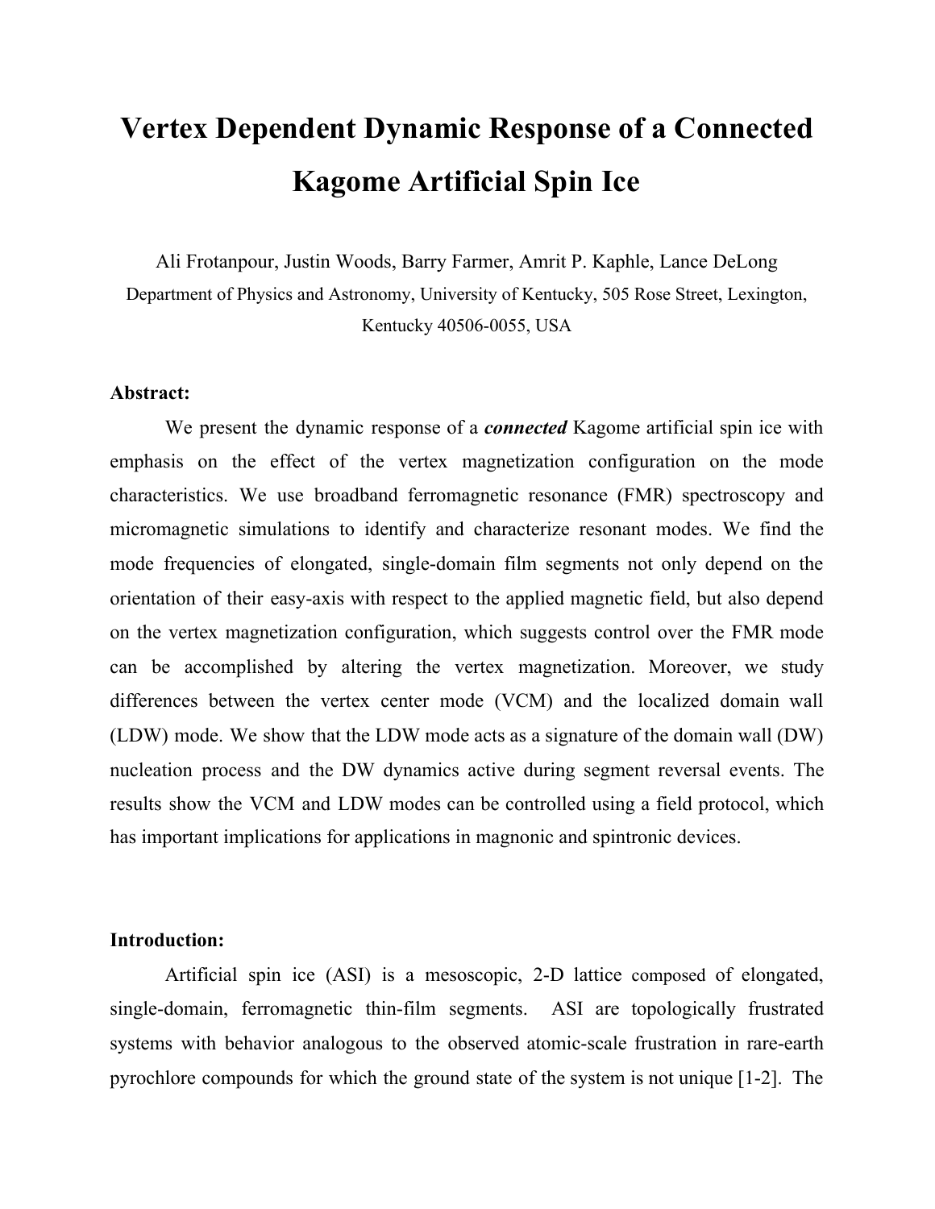# Vertex Dependent Dynamic Response of a Connected Kagome Artificial Spin Ice

Ali Frotanpour, Justin Woods, Barry Farmer, Amrit P. Kaphle, Lance DeLong

Department of Physics and Astronomy, University of Kentucky, 505 Rose Street, Lexington, Kentucky 40506-0055, USA

**Abstract:**

We present the dynamic response of a ***connected*** Kagome artificial spin ice with emphasis on the effect of the vertex magnetization configuration on the mode characteristics. We use broadband ferromagnetic resonance (FMR) spectroscopy and micromagnetic simulations to identify and characterize resonant modes. We find the mode frequencies of elongated, single-domain film segments not only depend on the orientation of their easy-axis with respect to the applied magnetic field, but also depend on the vertex magnetization configuration, which suggests control over the FMR mode can be accomplished by altering the vertex magnetization. Moreover, we study differences between the vertex center mode (VCM) and the localized domain wall (LDW) mode. We show that the LDW mode acts as a signature of the domain wall (DW) nucleation process and the DW dynamics active during segment reversal events. The results show the VCM and LDW modes can be controlled using a field protocol, which has important implications for applications in magnonic and spintronic devices.

**Introduction:**

Artificial spin ice (ASI) is a mesoscopic, 2-D lattice composed of elongated, single-domain, ferromagnetic thin-film segments. ASI are topologically frustrated systems with behavior analogous to the observed atomic-scale frustration in rare-earth pyrochlore compounds for which the ground state of the system is not unique [1-2]. The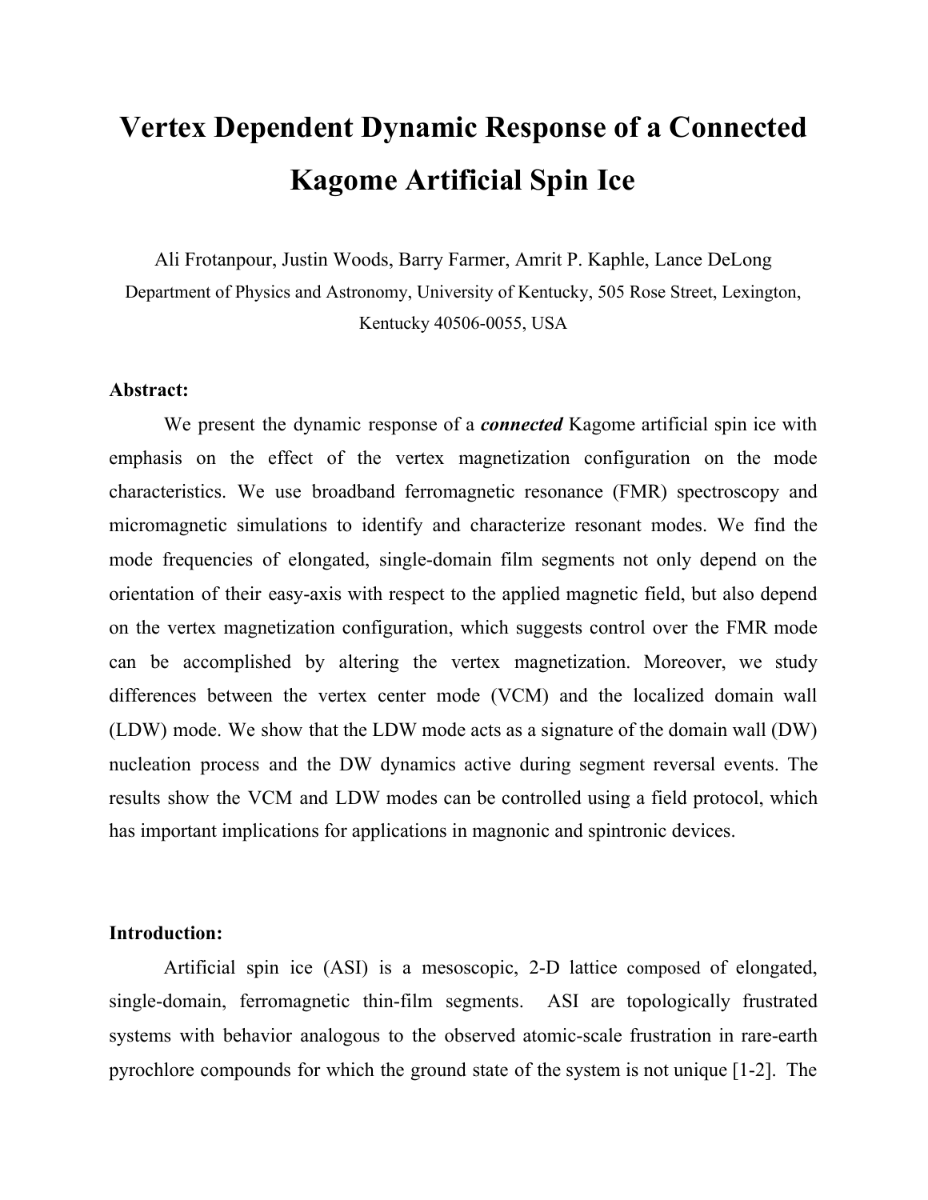# Vertex Dependent Dynamic Response of a Connected Kagome Artificial Spin Ice

Ali Frotanpour, Justin Woods, Barry Farmer, Amrit P. Kaphle, Lance DeLong

Department of Physics and Astronomy, University of Kentucky, 505 Rose Street, Lexington, Kentucky 40506-0055, USA

**Abstract:**

We present the dynamic response of a ***connected*** Kagome artificial spin ice with emphasis on the effect of the vertex magnetization configuration on the mode characteristics. We use broadband ferromagnetic resonance (FMR) spectroscopy and micromagnetic simulations to identify and characterize resonant modes. We find the mode frequencies of elongated, single-domain film segments not only depend on the orientation of their easy-axis with respect to the applied magnetic field, but also depend on the vertex magnetization configuration, which suggests control over the FMR mode can be accomplished by altering the vertex magnetization. Moreover, we study differences between the vertex center mode (VCM) and the localized domain wall (LDW) mode. We show that the LDW mode acts as a signature of the domain wall (DW) nucleation process and the DW dynamics active during segment reversal events. The results show the VCM and LDW modes can be controlled using a field protocol, which has important implications for applications in magnonic and spintronic devices.

**Introduction:**

Artificial spin ice (ASI) is a mesoscopic, 2-D lattice composed of elongated, single-domain, ferromagnetic thin-film segments. ASI are topologically frustrated systems with behavior analogous to the observed atomic-scale frustration in rare-earth pyrochlore compounds for which the ground state of the system is not unique [1-2]. The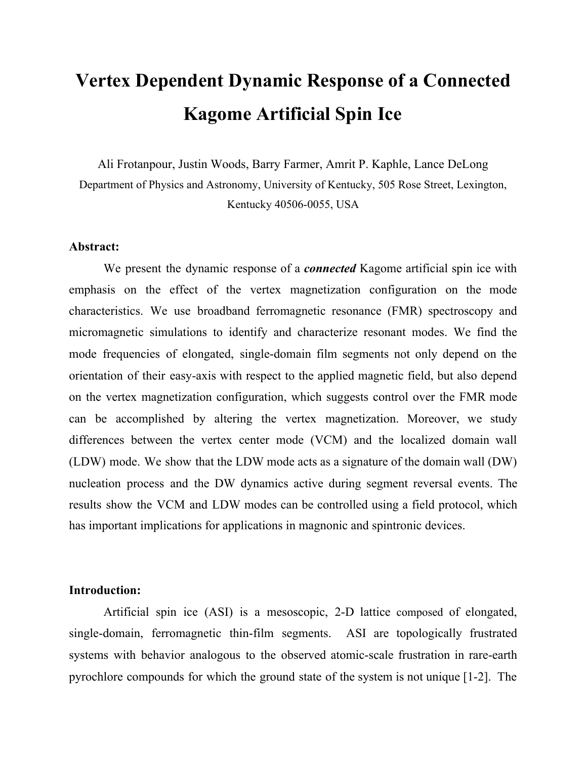# Vertex Dependent Dynamic Response of a Connected Kagome Artificial Spin Ice

Ali Frotanpour, Justin Woods, Barry Farmer, Amrit P. Kaphle, Lance DeLong

Department of Physics and Astronomy, University of Kentucky, 505 Rose Street, Lexington, Kentucky 40506-0055, USA

**Abstract:**

We present the dynamic response of a ***connected*** Kagome artificial spin ice with emphasis on the effect of the vertex magnetization configuration on the mode characteristics. We use broadband ferromagnetic resonance (FMR) spectroscopy and micromagnetic simulations to identify and characterize resonant modes. We find the mode frequencies of elongated, single-domain film segments not only depend on the orientation of their easy-axis with respect to the applied magnetic field, but also depend on the vertex magnetization configuration, which suggests control over the FMR mode can be accomplished by altering the vertex magnetization. Moreover, we study differences between the vertex center mode (VCM) and the localized domain wall (LDW) mode. We show that the LDW mode acts as a signature of the domain wall (DW) nucleation process and the DW dynamics active during segment reversal events. The results show the VCM and LDW modes can be controlled using a field protocol, which has important implications for applications in magnonic and spintronic devices.

**Introduction:**

Artificial spin ice (ASI) is a mesoscopic, 2-D lattice composed of elongated, single-domain, ferromagnetic thin-film segments. ASI are topologically frustrated systems with behavior analogous to the observed atomic-scale frustration in rare-earth pyrochlore compounds for which the ground state of the system is not unique [1-2]. The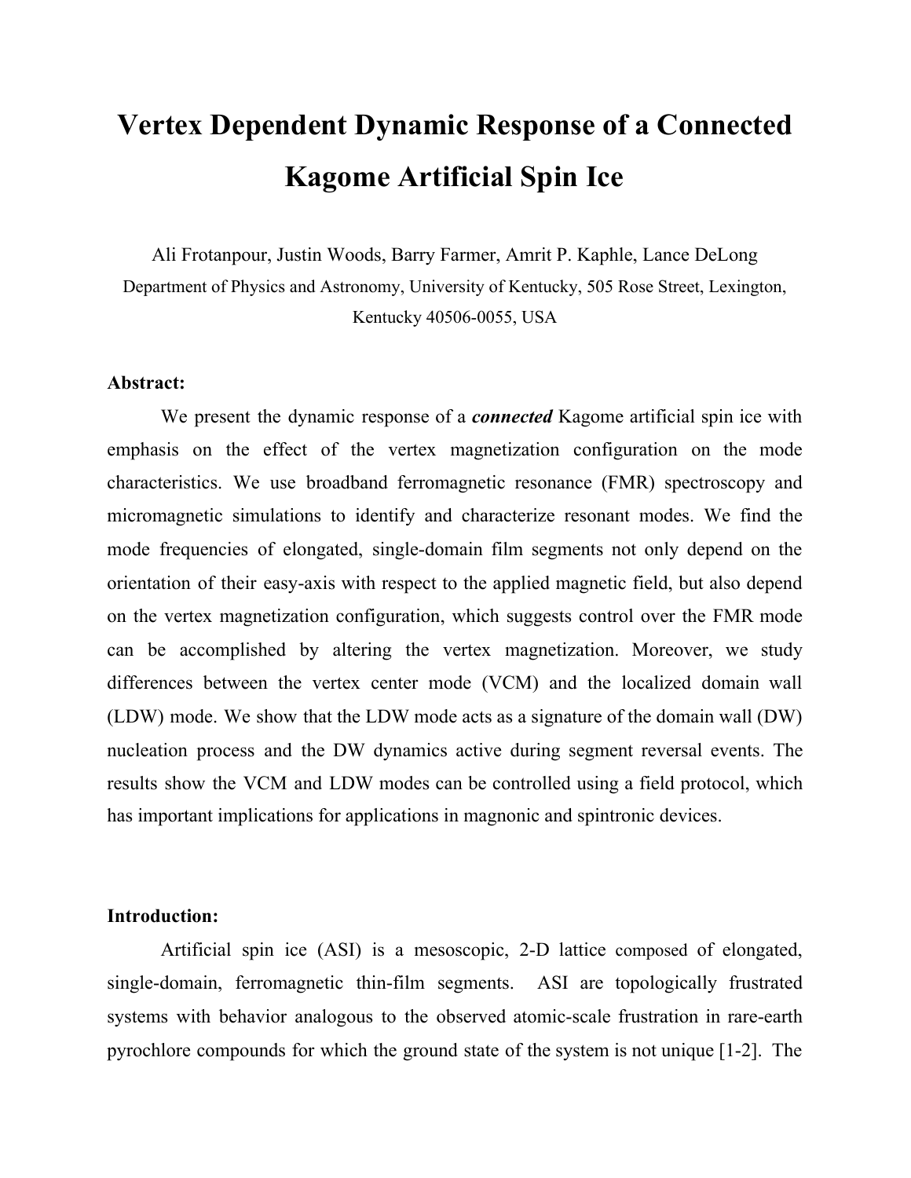# Vertex Dependent Dynamic Response of a Connected Kagome Artificial Spin Ice

Ali Frotanpour, Justin Woods, Barry Farmer, Amrit P. Kaphle, Lance DeLong

Department of Physics and Astronomy, University of Kentucky, 505 Rose Street, Lexington, Kentucky 40506-0055, USA

**Abstract:**

We present the dynamic response of a ***connected*** Kagome artificial spin ice with emphasis on the effect of the vertex magnetization configuration on the mode characteristics. We use broadband ferromagnetic resonance (FMR) spectroscopy and micromagnetic simulations to identify and characterize resonant modes. We find the mode frequencies of elongated, single-domain film segments not only depend on the orientation of their easy-axis with respect to the applied magnetic field, but also depend on the vertex magnetization configuration, which suggests control over the FMR mode can be accomplished by altering the vertex magnetization. Moreover, we study differences between the vertex center mode (VCM) and the localized domain wall (LDW) mode. We show that the LDW mode acts as a signature of the domain wall (DW) nucleation process and the DW dynamics active during segment reversal events. The results show the VCM and LDW modes can be controlled using a field protocol, which has important implications for applications in magnonic and spintronic devices.

**Introduction:**

Artificial spin ice (ASI) is a mesoscopic, 2-D lattice composed of elongated, single-domain, ferromagnetic thin-film segments. ASI are topologically frustrated systems with behavior analogous to the observed atomic-scale frustration in rare-earth pyrochlore compounds for which the ground state of the system is not unique [1-2]. The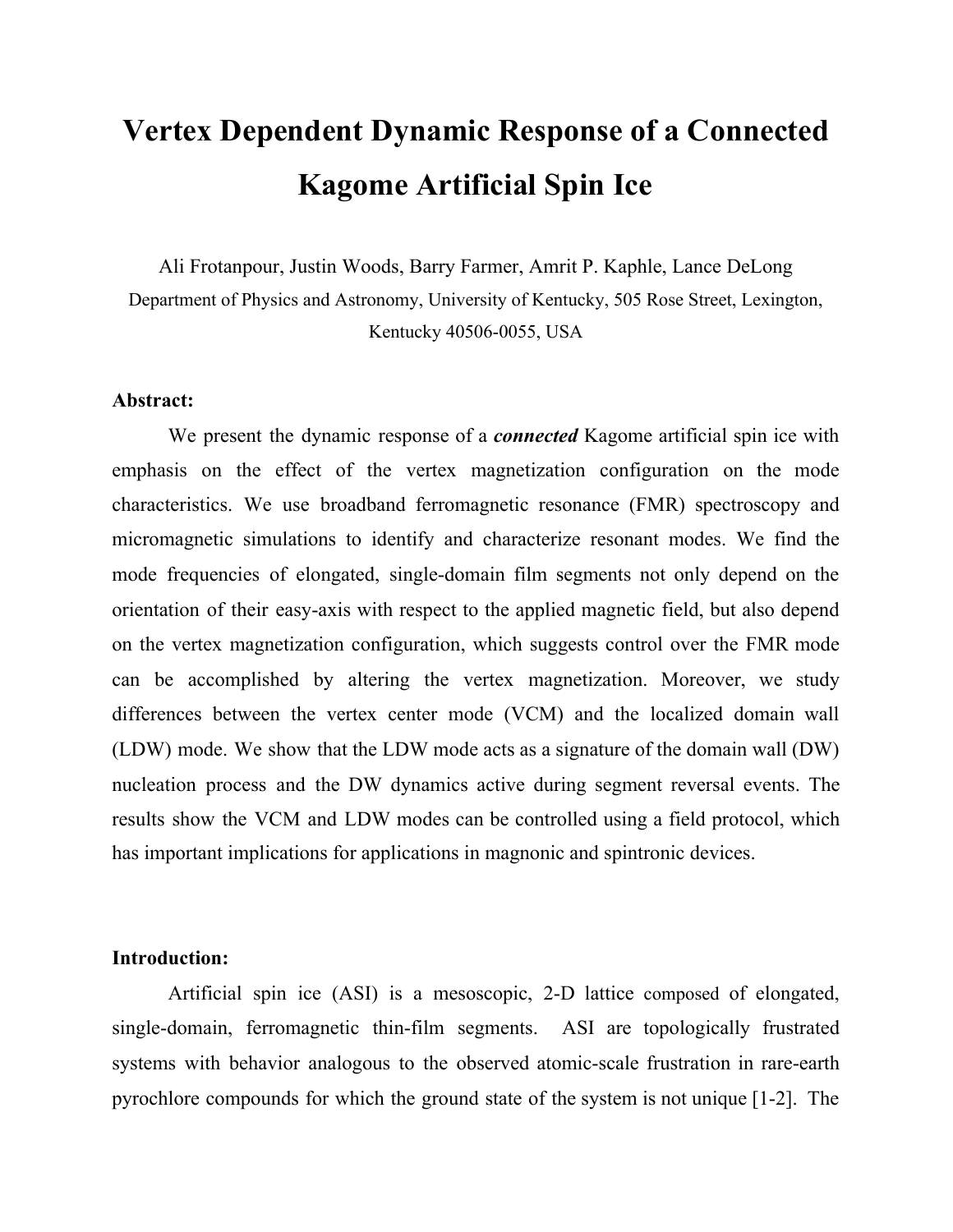# Vertex Dependent Dynamic Response of a Connected Kagome Artificial Spin Ice

Ali Frotanpour, Justin Woods, Barry Farmer, Amrit P. Kaphle, Lance DeLong

Department of Physics and Astronomy, University of Kentucky, 505 Rose Street, Lexington, Kentucky 40506-0055, USA

**Abstract:**

We present the dynamic response of a ***connected*** Kagome artificial spin ice with emphasis on the effect of the vertex magnetization configuration on the mode characteristics. We use broadband ferromagnetic resonance (FMR) spectroscopy and micromagnetic simulations to identify and characterize resonant modes. We find the mode frequencies of elongated, single-domain film segments not only depend on the orientation of their easy-axis with respect to the applied magnetic field, but also depend on the vertex magnetization configuration, which suggests control over the FMR mode can be accomplished by altering the vertex magnetization. Moreover, we study differences between the vertex center mode (VCM) and the localized domain wall (LDW) mode. We show that the LDW mode acts as a signature of the domain wall (DW) nucleation process and the DW dynamics active during segment reversal events. The results show the VCM and LDW modes can be controlled using a field protocol, which has important implications for applications in magnonic and spintronic devices.

**Introduction:**

Artificial spin ice (ASI) is a mesoscopic, 2-D lattice composed of elongated, single-domain, ferromagnetic thin-film segments. ASI are topologically frustrated systems with behavior analogous to the observed atomic-scale frustration in rare-earth pyrochlore compounds for which the ground state of the system is not unique [1-2]. The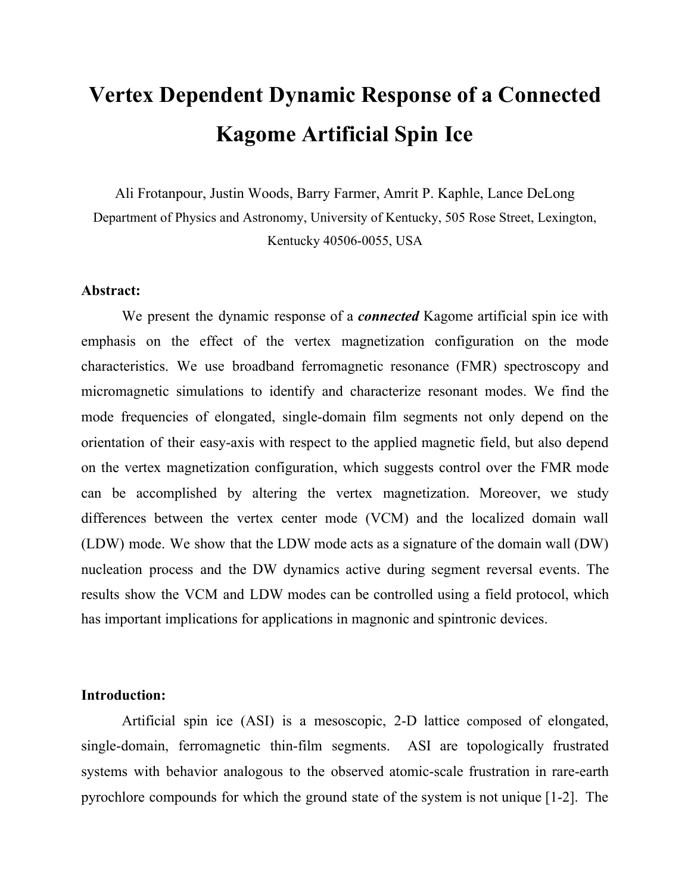# Vertex Dependent Dynamic Response of a Connected Kagome Artificial Spin Ice

Ali Frotanpour, Justin Woods, Barry Farmer, Amrit P. Kaphle, Lance DeLong

Department of Physics and Astronomy, University of Kentucky, 505 Rose Street, Lexington, Kentucky 40506-0055, USA

**Abstract:**

We present the dynamic response of a ***connected*** Kagome artificial spin ice with emphasis on the effect of the vertex magnetization configuration on the mode characteristics. We use broadband ferromagnetic resonance (FMR) spectroscopy and micromagnetic simulations to identify and characterize resonant modes. We find the mode frequencies of elongated, single-domain film segments not only depend on the orientation of their easy-axis with respect to the applied magnetic field, but also depend on the vertex magnetization configuration, which suggests control over the FMR mode can be accomplished by altering the vertex magnetization. Moreover, we study differences between the vertex center mode (VCM) and the localized domain wall (LDW) mode. We show that the LDW mode acts as a signature of the domain wall (DW) nucleation process and the DW dynamics active during segment reversal events. The results show the VCM and LDW modes can be controlled using a field protocol, which has important implications for applications in magnonic and spintronic devices.

**Introduction:**

Artificial spin ice (ASI) is a mesoscopic, 2-D lattice composed of elongated, single-domain, ferromagnetic thin-film segments. ASI are topologically frustrated systems with behavior analogous to the observed atomic-scale frustration in rare-earth pyrochlore compounds for which the ground state of the system is not unique [1-2]. The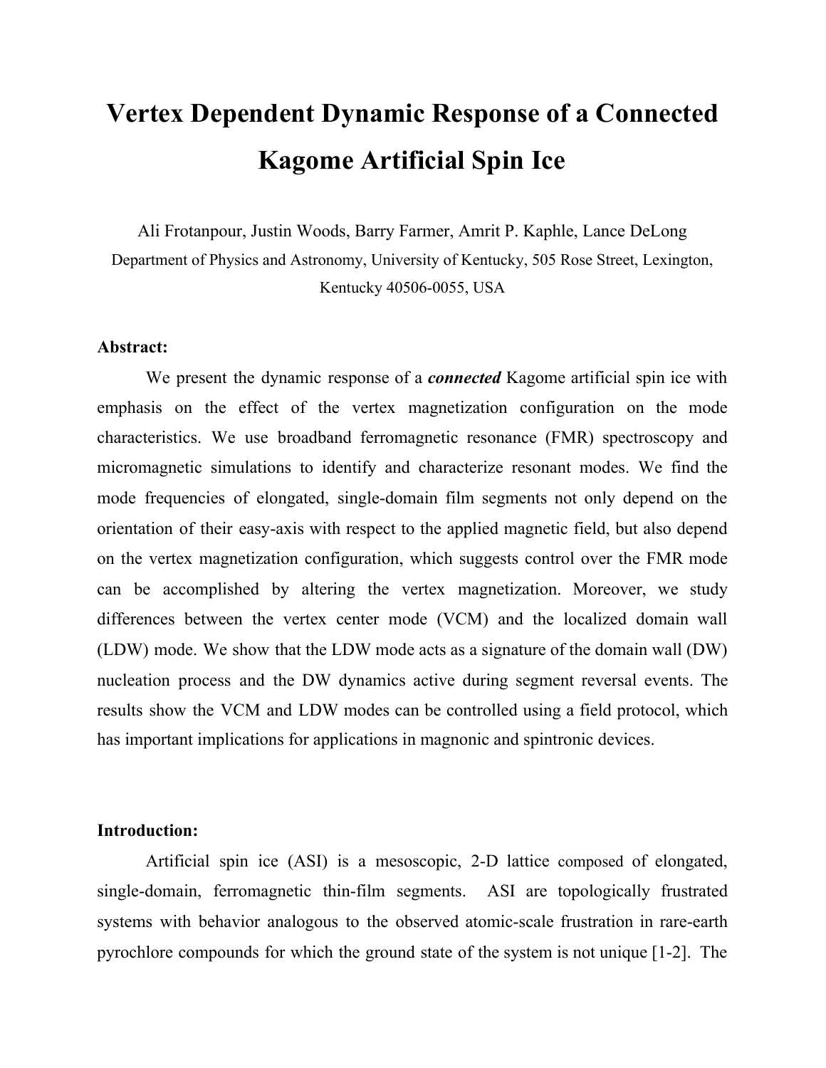# Vertex Dependent Dynamic Response of a Connected Kagome Artificial Spin Ice

Ali Frotanpour, Justin Woods, Barry Farmer, Amrit P. Kaphle, Lance DeLong

Department of Physics and Astronomy, University of Kentucky, 505 Rose Street, Lexington, Kentucky 40506-0055, USA

**Abstract:**

We present the dynamic response of a ***connected*** Kagome artificial spin ice with emphasis on the effect of the vertex magnetization configuration on the mode characteristics. We use broadband ferromagnetic resonance (FMR) spectroscopy and micromagnetic simulations to identify and characterize resonant modes. We find the mode frequencies of elongated, single-domain film segments not only depend on the orientation of their easy-axis with respect to the applied magnetic field, but also depend on the vertex magnetization configuration, which suggests control over the FMR mode can be accomplished by altering the vertex magnetization. Moreover, we study differences between the vertex center mode (VCM) and the localized domain wall (LDW) mode. We show that the LDW mode acts as a signature of the domain wall (DW) nucleation process and the DW dynamics active during segment reversal events. The results show the VCM and LDW modes can be controlled using a field protocol, which has important implications for applications in magnonic and spintronic devices.

**Introduction:**

Artificial spin ice (ASI) is a mesoscopic, 2-D lattice composed of elongated, single-domain, ferromagnetic thin-film segments. ASI are topologically frustrated systems with behavior analogous to the observed atomic-scale frustration in rare-earth pyrochlore compounds for which the ground state of the system is not unique [1-2]. The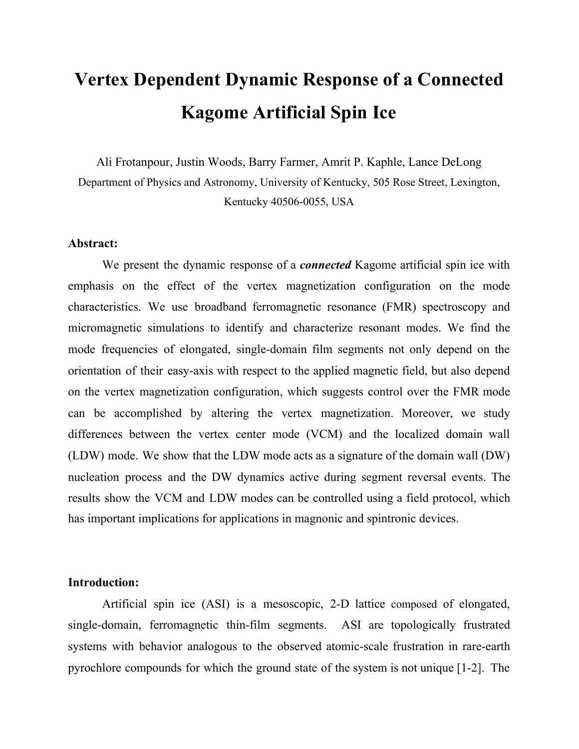# Vertex Dependent Dynamic Response of a Connected Kagome Artificial Spin Ice

Ali Frotanpour, Justin Woods, Barry Farmer, Amrit P. Kaphle, Lance DeLong

Department of Physics and Astronomy, University of Kentucky, 505 Rose Street, Lexington, Kentucky 40506-0055, USA

**Abstract:**

We present the dynamic response of a ***connected*** Kagome artificial spin ice with emphasis on the effect of the vertex magnetization configuration on the mode characteristics. We use broadband ferromagnetic resonance (FMR) spectroscopy and micromagnetic simulations to identify and characterize resonant modes. We find the mode frequencies of elongated, single-domain film segments not only depend on the orientation of their easy-axis with respect to the applied magnetic field, but also depend on the vertex magnetization configuration, which suggests control over the FMR mode can be accomplished by altering the vertex magnetization. Moreover, we study differences between the vertex center mode (VCM) and the localized domain wall (LDW) mode. We show that the LDW mode acts as a signature of the domain wall (DW) nucleation process and the DW dynamics active during segment reversal events. The results show the VCM and LDW modes can be controlled using a field protocol, which has important implications for applications in magnonic and spintronic devices.

**Introduction:**

Artificial spin ice (ASI) is a mesoscopic, 2-D lattice composed of elongated, single-domain, ferromagnetic thin-film segments. ASI are topologically frustrated systems with behavior analogous to the observed atomic-scale frustration in rare-earth pyrochlore compounds for which the ground state of the system is not unique [1-2]. The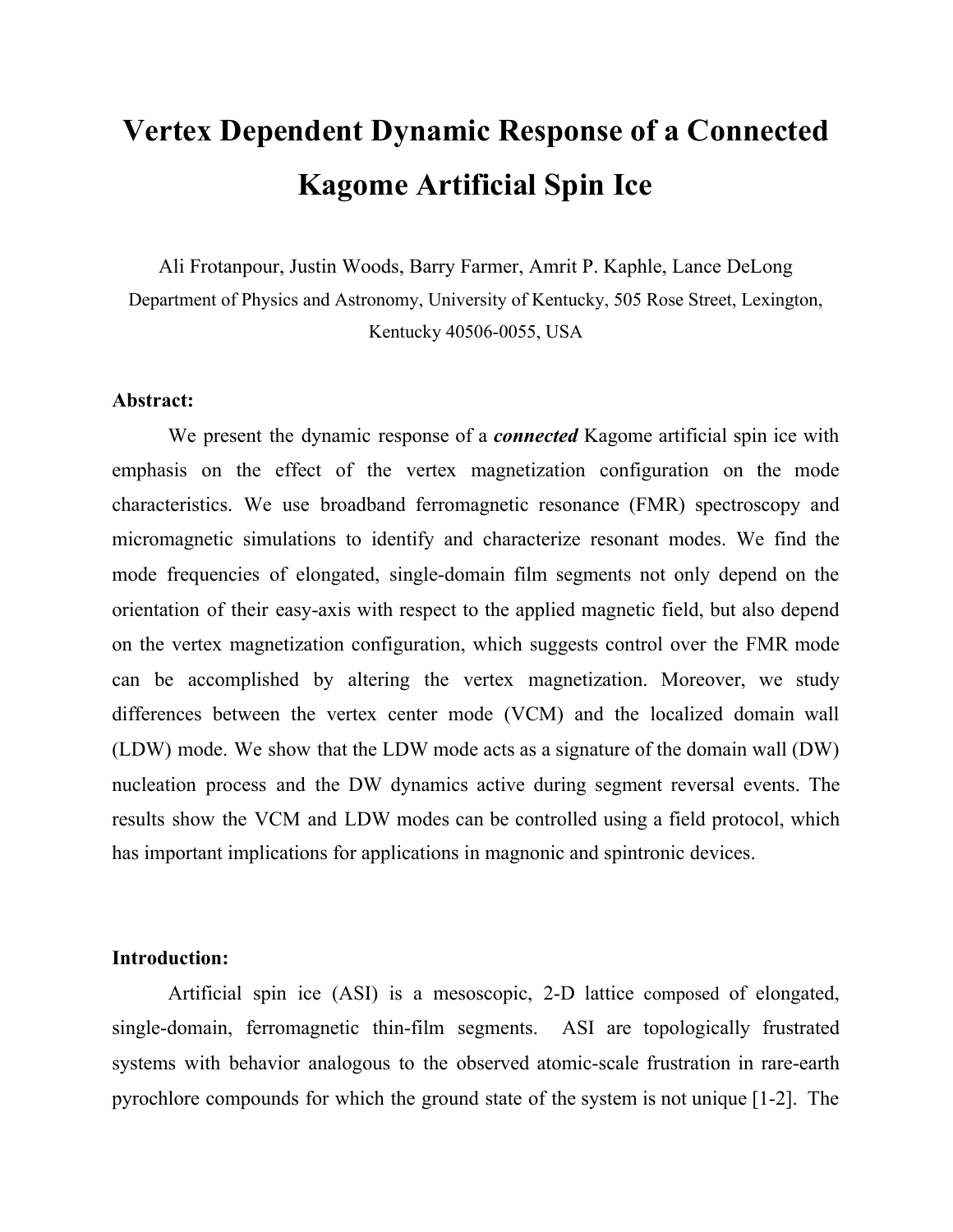# Vertex Dependent Dynamic Response of a Connected Kagome Artificial Spin Ice

Ali Frotanpour, Justin Woods, Barry Farmer, Amrit P. Kaphle, Lance DeLong

Department of Physics and Astronomy, University of Kentucky, 505 Rose Street, Lexington, Kentucky 40506-0055, USA

**Abstract:**

We present the dynamic response of a ***connected*** Kagome artificial spin ice with emphasis on the effect of the vertex magnetization configuration on the mode characteristics. We use broadband ferromagnetic resonance (FMR) spectroscopy and micromagnetic simulations to identify and characterize resonant modes. We find the mode frequencies of elongated, single-domain film segments not only depend on the orientation of their easy-axis with respect to the applied magnetic field, but also depend on the vertex magnetization configuration, which suggests control over the FMR mode can be accomplished by altering the vertex magnetization. Moreover, we study differences between the vertex center mode (VCM) and the localized domain wall (LDW) mode. We show that the LDW mode acts as a signature of the domain wall (DW) nucleation process and the DW dynamics active during segment reversal events. The results show the VCM and LDW modes can be controlled using a field protocol, which has important implications for applications in magnonic and spintronic devices.

**Introduction:**

Artificial spin ice (ASI) is a mesoscopic, 2-D lattice composed of elongated, single-domain, ferromagnetic thin-film segments. ASI are topologically frustrated systems with behavior analogous to the observed atomic-scale frustration in rare-earth pyrochlore compounds for which the ground state of the system is not unique [1-2]. The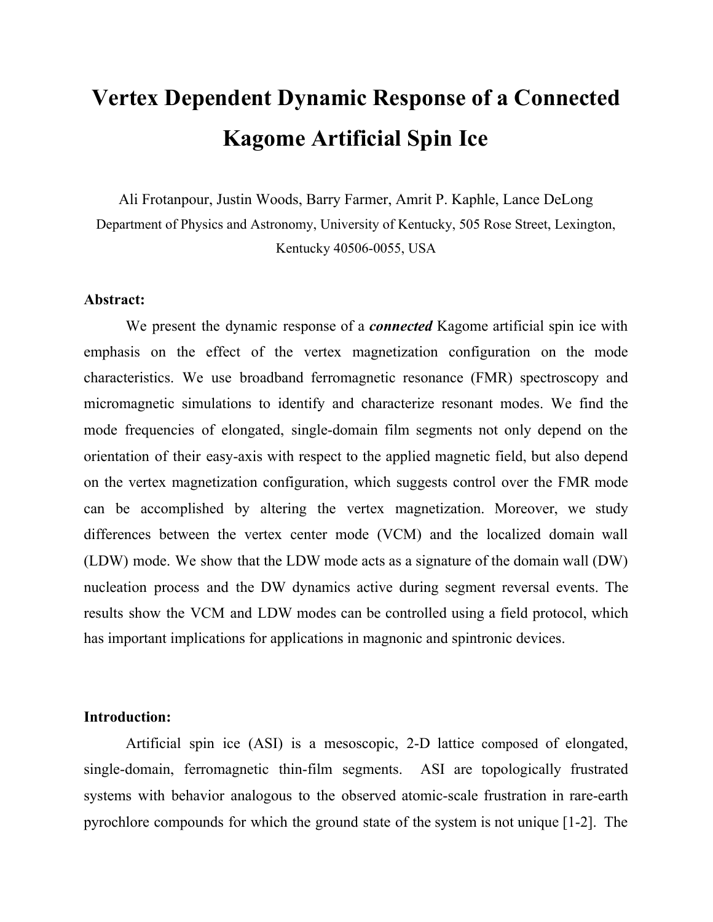# Vertex Dependent Dynamic Response of a Connected Kagome Artificial Spin Ice

Ali Frotanpour, Justin Woods, Barry Farmer, Amrit P. Kaphle, Lance DeLong

Department of Physics and Astronomy, University of Kentucky, 505 Rose Street, Lexington, Kentucky 40506-0055, USA

**Abstract:**

We present the dynamic response of a ***connected*** Kagome artificial spin ice with emphasis on the effect of the vertex magnetization configuration on the mode characteristics. We use broadband ferromagnetic resonance (FMR) spectroscopy and micromagnetic simulations to identify and characterize resonant modes. We find the mode frequencies of elongated, single-domain film segments not only depend on the orientation of their easy-axis with respect to the applied magnetic field, but also depend on the vertex magnetization configuration, which suggests control over the FMR mode can be accomplished by altering the vertex magnetization. Moreover, we study differences between the vertex center mode (VCM) and the localized domain wall (LDW) mode. We show that the LDW mode acts as a signature of the domain wall (DW) nucleation process and the DW dynamics active during segment reversal events. The results show the VCM and LDW modes can be controlled using a field protocol, which has important implications for applications in magnonic and spintronic devices.

**Introduction:**

Artificial spin ice (ASI) is a mesoscopic, 2-D lattice composed of elongated, single-domain, ferromagnetic thin-film segments. ASI are topologically frustrated systems with behavior analogous to the observed atomic-scale frustration in rare-earth pyrochlore compounds for which the ground state of the system is not unique [1-2]. The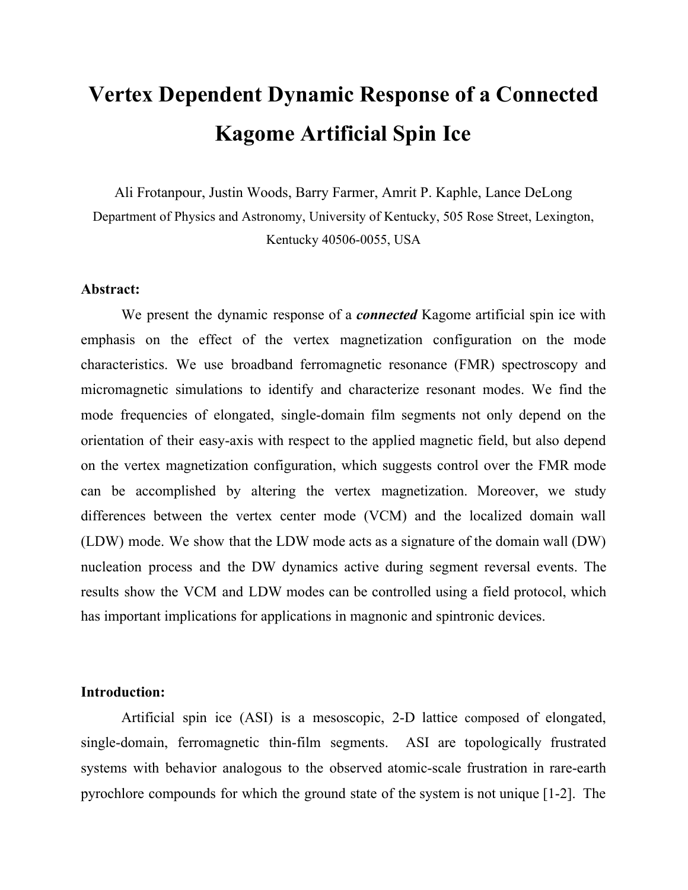# Vertex Dependent Dynamic Response of a Connected Kagome Artificial Spin Ice

Ali Frotanpour, Justin Woods, Barry Farmer, Amrit P. Kaphle, Lance DeLong

Department of Physics and Astronomy, University of Kentucky, 505 Rose Street, Lexington, Kentucky 40506-0055, USA

**Abstract:**

We present the dynamic response of a ***connected*** Kagome artificial spin ice with emphasis on the effect of the vertex magnetization configuration on the mode characteristics. We use broadband ferromagnetic resonance (FMR) spectroscopy and micromagnetic simulations to identify and characterize resonant modes. We find the mode frequencies of elongated, single-domain film segments not only depend on the orientation of their easy-axis with respect to the applied magnetic field, but also depend on the vertex magnetization configuration, which suggests control over the FMR mode can be accomplished by altering the vertex magnetization. Moreover, we study differences between the vertex center mode (VCM) and the localized domain wall (LDW) mode. We show that the LDW mode acts as a signature of the domain wall (DW) nucleation process and the DW dynamics active during segment reversal events. The results show the VCM and LDW modes can be controlled using a field protocol, which has important implications for applications in magnonic and spintronic devices.

**Introduction:**

Artificial spin ice (ASI) is a mesoscopic, 2-D lattice composed of elongated, single-domain, ferromagnetic thin-film segments. ASI are topologically frustrated systems with behavior analogous to the observed atomic-scale frustration in rare-earth pyrochlore compounds for which the ground state of the system is not unique [1-2]. The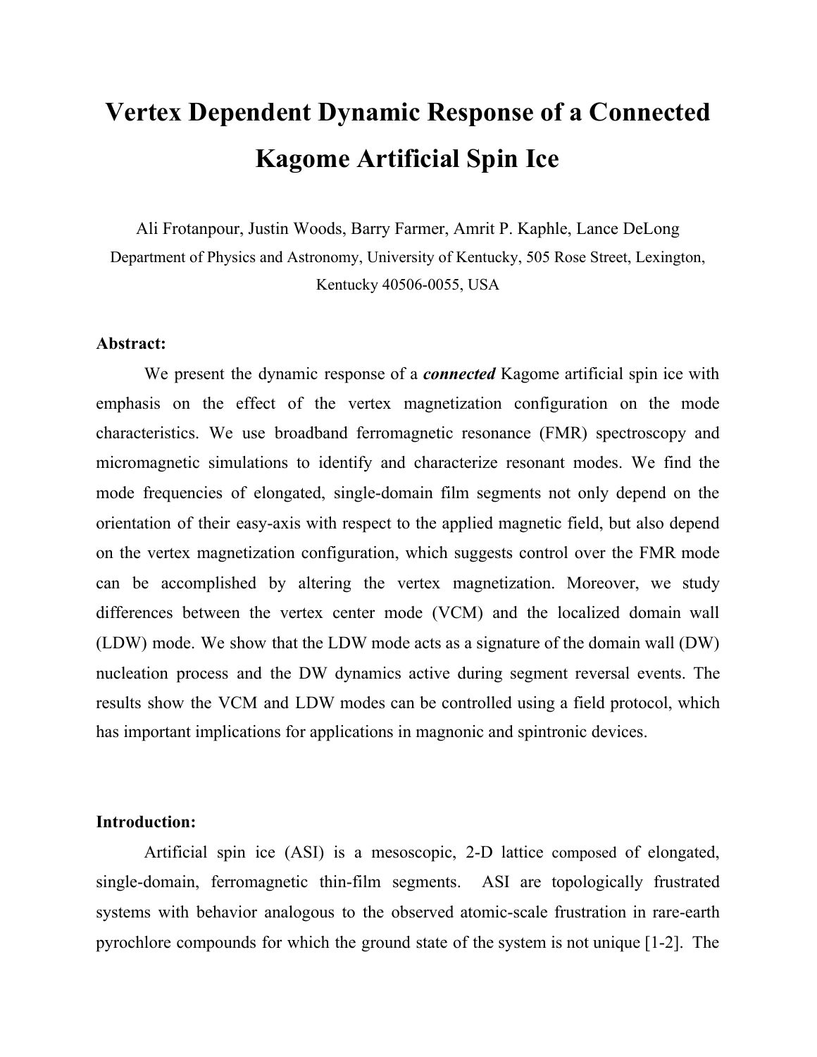# Vertex Dependent Dynamic Response of a Connected Kagome Artificial Spin Ice

Ali Frotanpour, Justin Woods, Barry Farmer, Amrit P. Kaphle, Lance DeLong

Department of Physics and Astronomy, University of Kentucky, 505 Rose Street, Lexington, Kentucky 40506-0055, USA

**Abstract:**

We present the dynamic response of a ***connected*** Kagome artificial spin ice with emphasis on the effect of the vertex magnetization configuration on the mode characteristics. We use broadband ferromagnetic resonance (FMR) spectroscopy and micromagnetic simulations to identify and characterize resonant modes. We find the mode frequencies of elongated, single-domain film segments not only depend on the orientation of their easy-axis with respect to the applied magnetic field, but also depend on the vertex magnetization configuration, which suggests control over the FMR mode can be accomplished by altering the vertex magnetization. Moreover, we study differences between the vertex center mode (VCM) and the localized domain wall (LDW) mode. We show that the LDW mode acts as a signature of the domain wall (DW) nucleation process and the DW dynamics active during segment reversal events. The results show the VCM and LDW modes can be controlled using a field protocol, which has important implications for applications in magnonic and spintronic devices.

**Introduction:**

Artificial spin ice (ASI) is a mesoscopic, 2-D lattice composed of elongated, single-domain, ferromagnetic thin-film segments. ASI are topologically frustrated systems with behavior analogous to the observed atomic-scale frustration in rare-earth pyrochlore compounds for which the ground state of the system is not unique [1-2]. The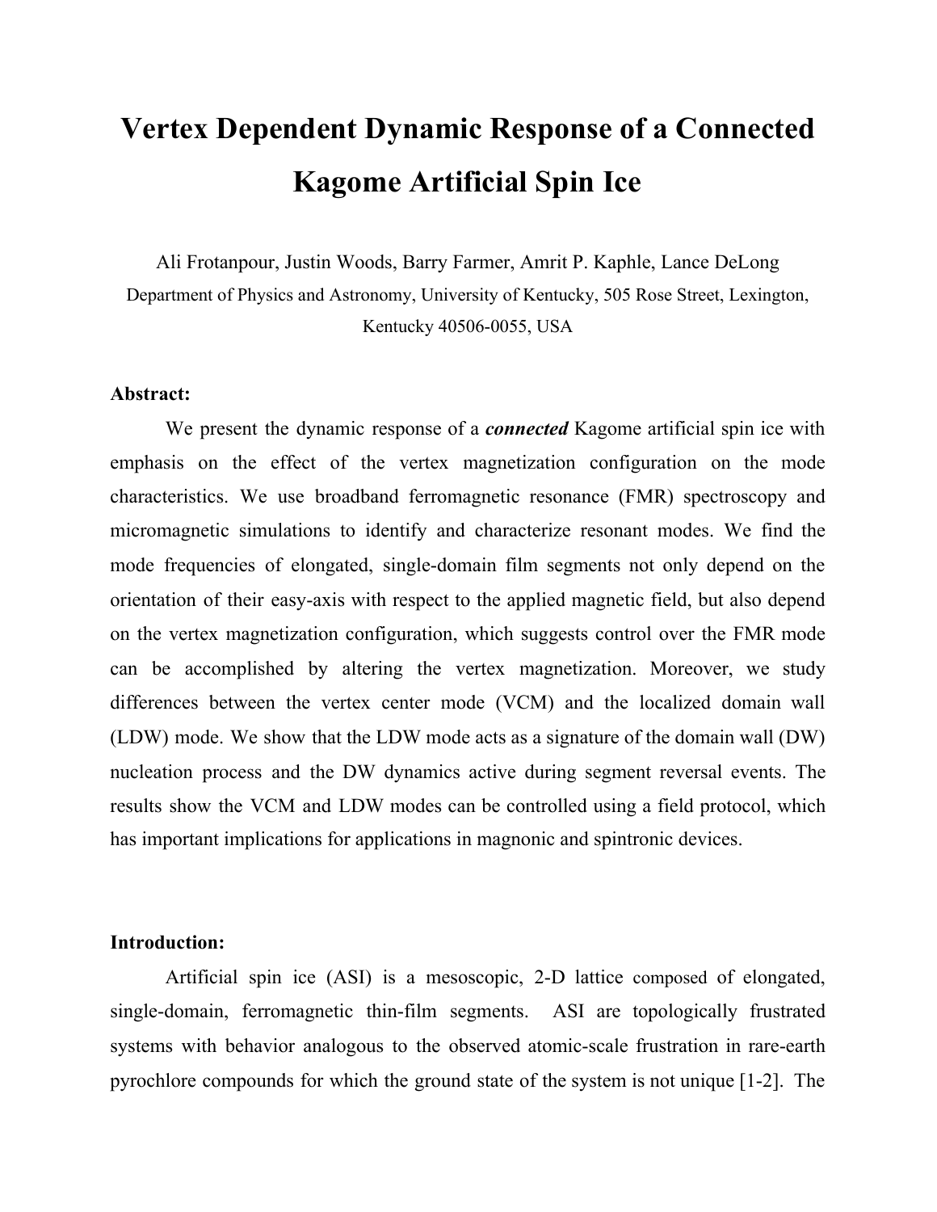# Vertex Dependent Dynamic Response of a Connected Kagome Artificial Spin Ice

Ali Frotanpour, Justin Woods, Barry Farmer, Amrit P. Kaphle, Lance DeLong

Department of Physics and Astronomy, University of Kentucky, 505 Rose Street, Lexington, Kentucky 40506-0055, USA

**Abstract:**

We present the dynamic response of a ***connected*** Kagome artificial spin ice with emphasis on the effect of the vertex magnetization configuration on the mode characteristics. We use broadband ferromagnetic resonance (FMR) spectroscopy and micromagnetic simulations to identify and characterize resonant modes. We find the mode frequencies of elongated, single-domain film segments not only depend on the orientation of their easy-axis with respect to the applied magnetic field, but also depend on the vertex magnetization configuration, which suggests control over the FMR mode can be accomplished by altering the vertex magnetization. Moreover, we study differences between the vertex center mode (VCM) and the localized domain wall (LDW) mode. We show that the LDW mode acts as a signature of the domain wall (DW) nucleation process and the DW dynamics active during segment reversal events. The results show the VCM and LDW modes can be controlled using a field protocol, which has important implications for applications in magnonic and spintronic devices.

**Introduction:**

Artificial spin ice (ASI) is a mesoscopic, 2-D lattice composed of elongated, single-domain, ferromagnetic thin-film segments. ASI are topologically frustrated systems with behavior analogous to the observed atomic-scale frustration in rare-earth pyrochlore compounds for which the ground state of the system is not unique [1-2]. The